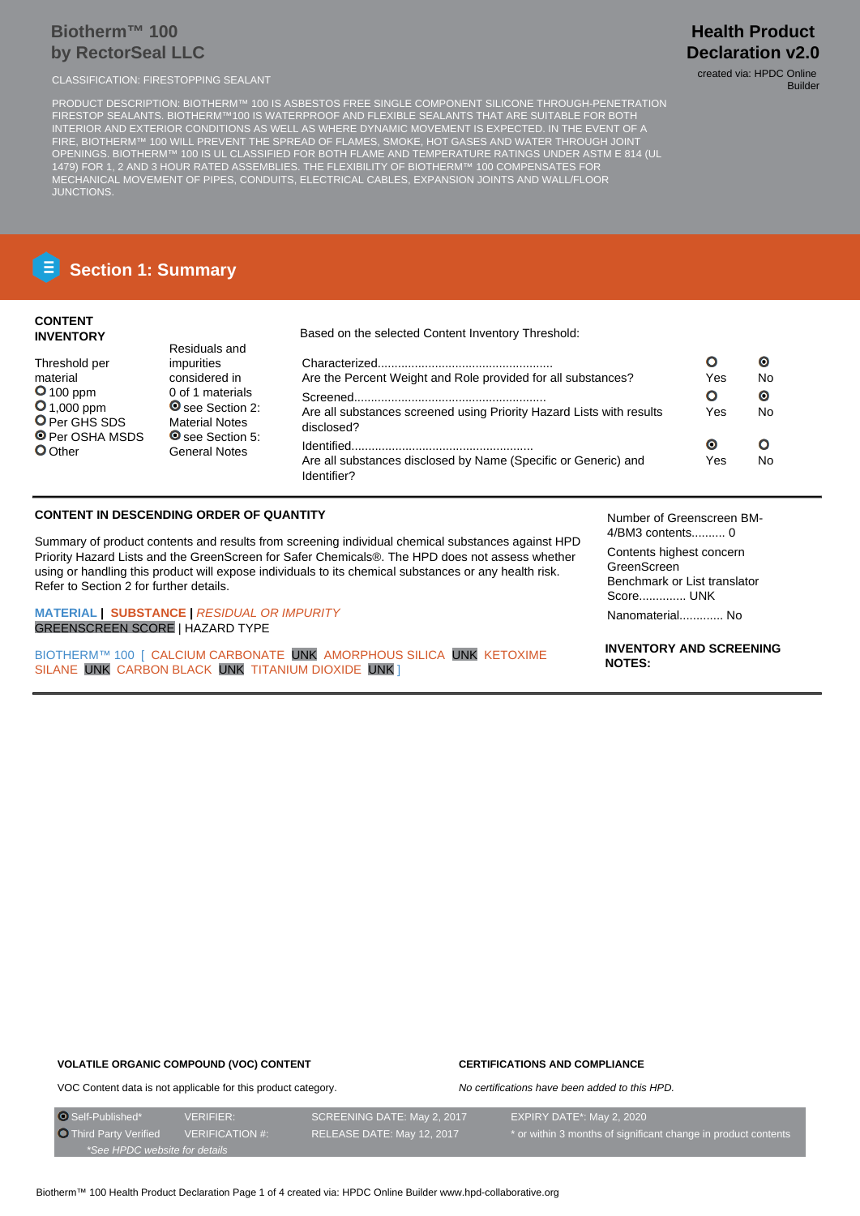# Biotherm™ 100
## by RectorSeal LLC

CLASSIFICATION: FIRESTOPPING SEALANT

PRODUCT DESCRIPTION: BIOTHERM™ 100 IS ASBESTOS FREE SINGLE COMPONENT SILICONE THROUGH-PENETRATION FIRESTOP SEALANTS. BIOTHERM™100 IS WATERPROOF AND FLEXIBLE SEALANTS THAT ARE SUITABLE FOR BOTH INTERIOR AND EXTERIOR CONDITIONS AS WELL AS WHERE DYNAMIC MOVEMENT IS EXPECTED. IN THE EVENT OF A FIRE, BIOTHERM™ 100 WILL PREVENT THE SPREAD OF FLAMES, SMOKE, HOT GASES AND WATER THROUGH JOINT OPENINGS. BIOTHERM™ 100 IS UL CLASSIFIED FOR BOTH FLAME AND TEMPERATURE RATINGS UNDER ASTM E 814 (UL 1479) FOR 1, 2 AND 3 HOUR RATED ASSEMBLIES. THE FLEXIBILITY OF BIOTHERM™ 100 COMPENSATES FOR MECHANICAL MOVEMENT OF PIPES, CONDUITS, ELECTRICAL CABLES, EXPANSION JOINTS AND WALL/FLOOR JUNCTIONS.

**Health Product Declaration v2.0**

created via: HPDC Online Builder

## Section 1: Summary

**CONTENT INVENTORY**

Threshold per material
- ○ 100 ppm
- ○ 1,000 ppm
- ○ Per GHS SDS
- ◉ Per OSHA MSDS
- ○ Other

Residuals and impurities considered in 0 of 1 materials
- ◉ see Section 2: Material Notes
- ◉ see Section 5: General Notes

Based on the selected Content Inventory Threshold:

| | Yes | No |
|---|---|---|
| Characterized... Are the Percent Weight and Role provided for all substances? | ○ | ◉ |
| Screened... Are all substances screened using Priority Hazard Lists with results disclosed? | ○ | ◉ |
| Identified... Are all substances disclosed by Name (Specific or Generic) and Identifier? | ◉ | ○ |

**CONTENT IN DESCENDING ORDER OF QUANTITY**

Summary of product contents and results from screening individual chemical substances against HPD Priority Hazard Lists and the GreenScreen for Safer Chemicals®. The HPD does not assess whether using or handling this product will expose individuals to its chemical substances or any health risk. Refer to Section 2 for further details.

**MATERIAL** | **SUBSTANCE** | *RESIDUAL OR IMPURITY*
GREENSCREEN SCORE | HAZARD TYPE

BIOTHERM™ 100 [ CALCIUM CARBONATE UNK AMORPHOUS SILICA UNK KETOXIME SILANE UNK CARBON BLACK UNK TITANIUM DIOXIDE UNK ]

Number of Greenscreen BM-4/BM3 contents.......... 0

Contents highest concern GreenScreen Benchmark or List translator Score.............. UNK

Nanomaterial............. No

**INVENTORY AND SCREENING NOTES:**

**VOLATILE ORGANIC COMPOUND (VOC) CONTENT**

VOC Content data is not applicable for this product category.

**CERTIFICATIONS AND COMPLIANCE**

*No certifications have been added to this HPD.*

| | | | |
|---|---|---|---|
| ◉ Self-Published* | VERIFIER: | SCREENING DATE: May 2, 2017 | EXPIRY DATE*: May 2, 2020 |
| ○ Third Party Verified | VERIFICATION #: | RELEASE DATE: May 12, 2017 | * or within 3 months of significant change in product contents |

*See HPDC website for details*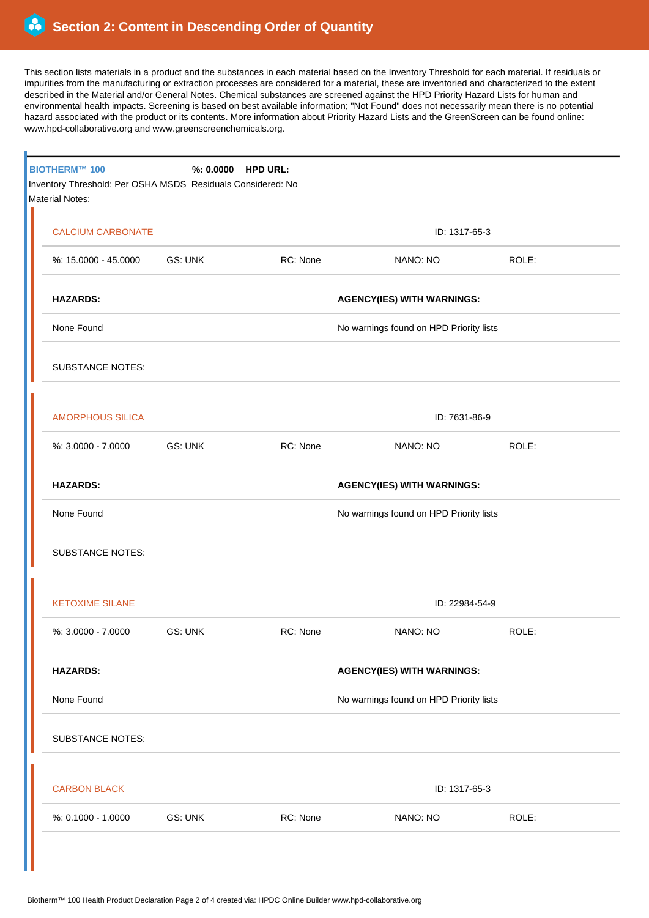## Section 2: Content in Descending Order of Quantity

This section lists materials in a product and the substances in each material based on the Inventory Threshold for each material. If residuals or impurities from the manufacturing or extraction processes are considered for a material, these are inventoried and characterized to the extent described in the Material and/or General Notes. Chemical substances are screened against the HPD Priority Hazard Lists for human and environmental health impacts. Screening is based on best available information; "Not Found" does not necessarily mean there is no potential hazard associated with the product or its contents. More information about Priority Hazard Lists and the GreenScreen can be found online: www.hpd-collaborative.org and www.greenscreenchemicals.org.

---

**BIOTHERM™ 100** **%: 0.0000** **HPD URL:**

Inventory Threshold: Per OSHA MSDS Residuals Considered: No

Material Notes:

### CALCIUM CARBONATE

ID: 1317-65-3

| %: 15.0000 - 45.0000 | GS: UNK | RC: None | NANO: NO | ROLE: |
|---|---|---|---|---|

| HAZARDS: | AGENCY(IES) WITH WARNINGS: |
|---|---|
| None Found | No warnings found on HPD Priority lists |

SUBSTANCE NOTES:

### AMORPHOUS SILICA

ID: 7631-86-9

| %: 3.0000 - 7.0000 | GS: UNK | RC: None | NANO: NO | ROLE: |
|---|---|---|---|---|

| HAZARDS: | AGENCY(IES) WITH WARNINGS: |
|---|---|
| None Found | No warnings found on HPD Priority lists |

SUBSTANCE NOTES:

### KETOXIME SILANE

ID: 22984-54-9

| %: 3.0000 - 7.0000 | GS: UNK | RC: None | NANO: NO | ROLE: |
|---|---|---|---|---|

| HAZARDS: | AGENCY(IES) WITH WARNINGS: |
|---|---|
| None Found | No warnings found on HPD Priority lists |

SUBSTANCE NOTES:

### CARBON BLACK

ID: 1317-65-3

| %: 0.1000 - 1.0000 | GS: UNK | RC: None | NANO: NO | ROLE: |
|---|---|---|---|---|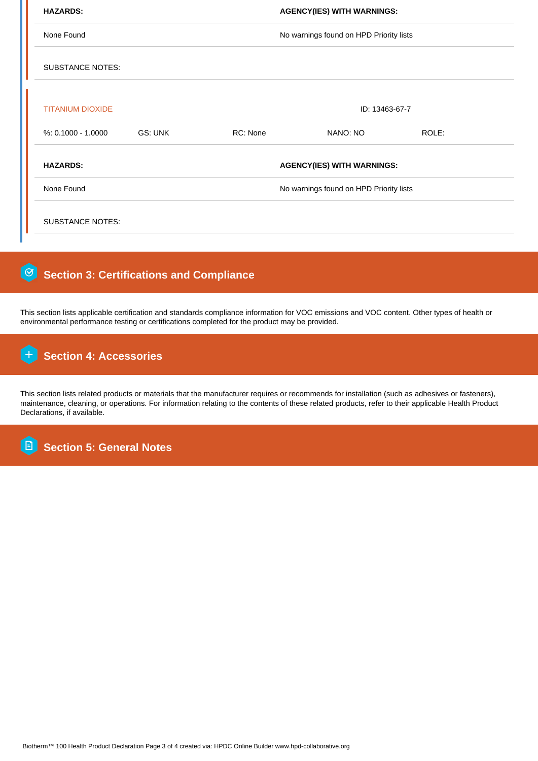| HAZARDS: | AGENCY(IES) WITH WARNINGS: |
| --- | --- |
| None Found | No warnings found on HPD Priority lists |

SUBSTANCE NOTES:

**TITANIUM DIOXIDE** ID: 13463-67-7

| %: 0.1000 - 1.0000 | GS: UNK | RC: None | NANO: NO | ROLE: |
| --- | --- | --- | --- | --- |

| HAZARDS: | AGENCY(IES) WITH WARNINGS: |
| --- | --- |
| None Found | No warnings found on HPD Priority lists |

SUBSTANCE NOTES:

## Section 3: Certifications and Compliance

This section lists applicable certification and standards compliance information for VOC emissions and VOC content. Other types of health or environmental performance testing or certifications completed for the product may be provided.

## Section 4: Accessories

This section lists related products or materials that the manufacturer requires or recommends for installation (such as adhesives or fasteners), maintenance, cleaning, or operations. For information relating to the contents of these related products, refer to their applicable Health Product Declarations, if available.

## Section 5: General Notes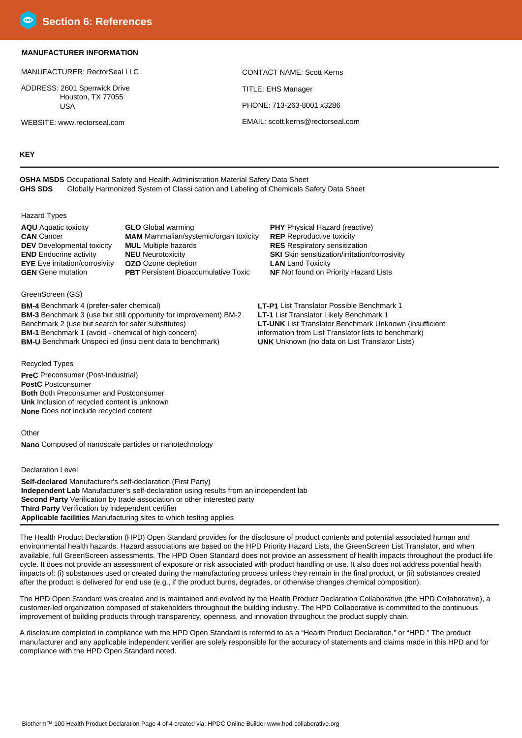# Section 6: References

**MANUFACTURER INFORMATION**

MANUFACTURER: RectorSeal LLC

ADDRESS: 2601 Spenwick Drive
Houston, TX 77055
USA

WEBSITE: www.rectorseal.com

CONTACT NAME: Scott Kerns

TITLE: EHS Manager

PHONE: 713-263-8001 x3286

EMAIL: scott.kerns@rectorseal.com

**KEY**

**OSHA MSDS** Occupational Safety and Health Administration Material Safety Data Sheet
**GHS SDS** Globally Harmonized System of Classi cation and Labeling of Chemicals Safety Data Sheet

Hazard Types

**AQU** Aquatic toxicity
**CAN** Cancer
**DEV** Developmental toxicity
**END** Endocrine activity
**EYE** Eye irritation/corrosivity
**GEN** Gene mutation
**GLO** Global warming
**MAM** Mammalian/systemic/organ toxicity
**MUL** Multiple hazards
**NEU** Neurotoxicity
**OZO** Ozone depletion
**PBT** Persistent Bioaccumulative Toxic
**PHY** Physical Hazard (reactive)
**REP** Reproductive toxicity
**RES** Respiratory sensitization
**SKI** Skin sensitization/irritation/corrosivity
**LAN** Land Toxicity
**NF** Not found on Priority Hazard Lists

GreenScreen (GS)

**BM-4** Benchmark 4 (prefer-safer chemical)
**BM-3** Benchmark 3 (use but still opportunity for improvement) BM-2 Benchmark 2 (use but search for safer substitutes)
**BM-1** Benchmark 1 (avoid - chemical of high concern)
**BM-U** Benchmark Unspeci ed (insu cient data to benchmark)
**LT-P1** List Translator Possible Benchmark 1
**LT-1** List Translator Likely Benchmark 1
**LT-UNK** List Translator Benchmark Unknown (insufficient information from List Translator lists to benchmark)
**UNK** Unknown (no data on List Translator Lists)

Recycled Types

**PreC** Preconsumer (Post-Industrial)
**PostC** Postconsumer
**Both** Both Preconsumer and Postconsumer
**Unk** Inclusion of recycled content is unknown
**None** Does not include recycled content

Other

**Nano** Composed of nanoscale particles or nanotechnology

Declaration Level

**Self-declared** Manufacturer's self-declaration (First Party)
**Independent Lab** Manufacturer's self-declaration using results from an independent lab
**Second Party** Verification by trade association or other interested party
**Third Party** Verification by independent certifier
**Applicable facilities** Manufacturing sites to which testing applies

The Health Product Declaration (HPD) Open Standard provides for the disclosure of product contents and potential associated human and environmental health hazards. Hazard associations are based on the HPD Priority Hazard Lists, the GreenScreen List Translator, and when available, full GreenScreen assessments. The HPD Open Standard does not provide an assessment of health impacts throughout the product life cycle. It does not provide an assessment of exposure or risk associated with product handling or use. It also does not address potential health impacts of: (i) substances used or created during the manufacturing process unless they remain in the final product, or (ii) substances created after the product is delivered for end use (e.g., if the product burns, degrades, or otherwise changes chemical composition).

The HPD Open Standard was created and is maintained and evolved by the Health Product Declaration Collaborative (the HPD Collaborative), a customer-led organization composed of stakeholders throughout the building industry. The HPD Collaborative is committed to the continuous improvement of building products through transparency, openness, and innovation throughout the product supply chain.

A disclosure completed in compliance with the HPD Open Standard is referred to as a "Health Product Declaration," or "HPD." The product manufacturer and any applicable independent verifier are solely responsible for the accuracy of statements and claims made in this HPD and for compliance with the HPD Open Standard noted.